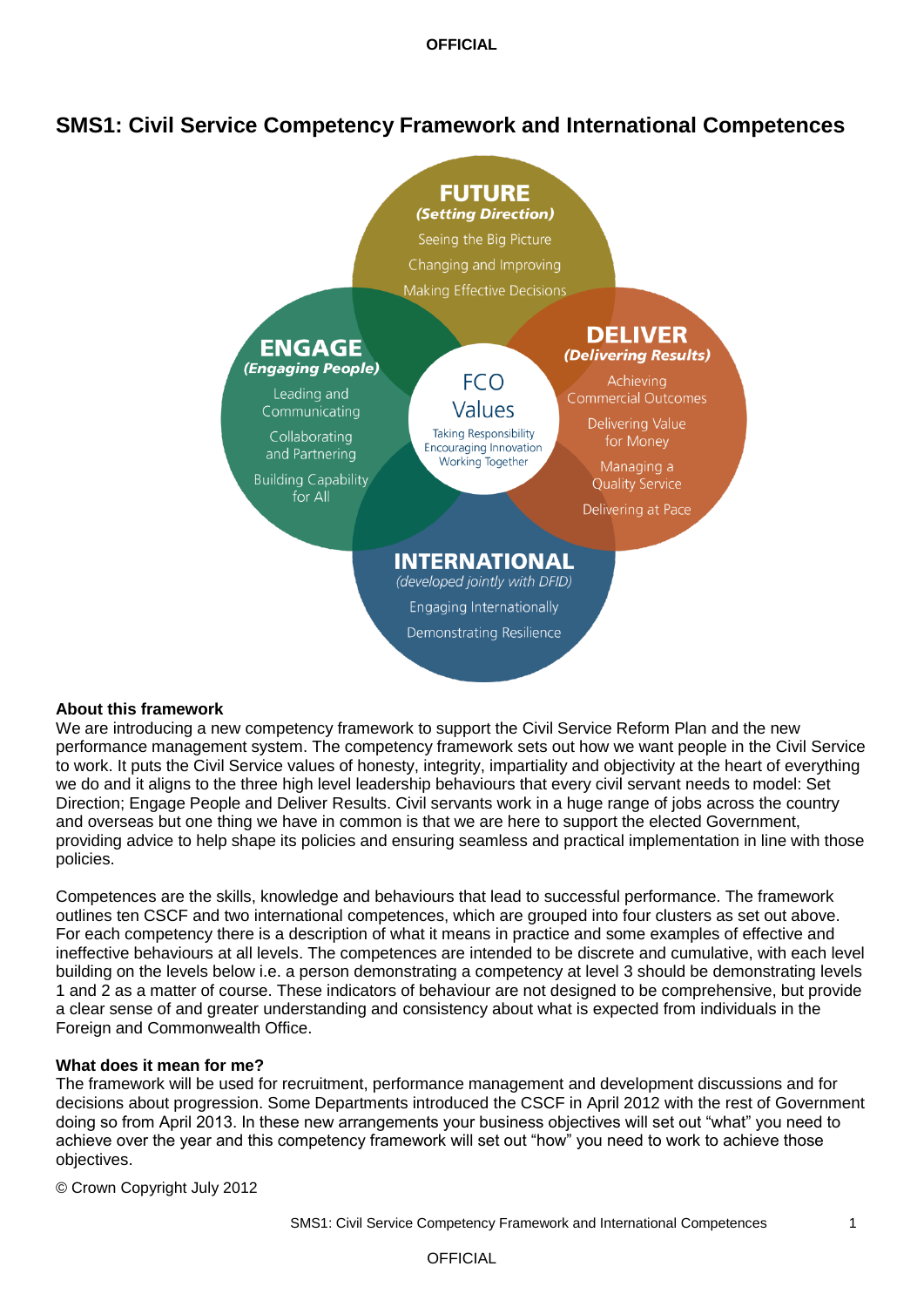# SMS1: Civil Service Competency Framework and International Competences

**FUTURE**
*(Setting Direction)*
Seeing the Big Picture
Changing and Improving
Making Effective Decisions

**ENGAGE**
*(Engaging People)*
Leading and Communicating
Collaborating and Partnering
Building Capability for All

**FCO Values**
Taking Responsibility
Encouraging Innovation
Working Together

**DELIVER**
*(Delivering Results)*
Achieving Commercial Outcomes
Delivering Value for Money
Managing a Quality Service
Delivering at Pace

**INTERNATIONAL**
*(developed jointly with DFID)*
Engaging Internationally
Demonstrating Resilience

**About this framework**

We are introducing a new competency framework to support the Civil Service Reform Plan and the new performance management system. The competency framework sets out how we want people in the Civil Service to work. It puts the Civil Service values of honesty, integrity, impartiality and objectivity at the heart of everything we do and it aligns to the three high level leadership behaviours that every civil servant needs to model: Set Direction; Engage People and Deliver Results. Civil servants work in a huge range of jobs across the country and overseas but one thing we have in common is that we are here to support the elected Government, providing advice to help shape its policies and ensuring seamless and practical implementation in line with those policies.

Competences are the skills, knowledge and behaviours that lead to successful performance. The framework outlines ten CSCF and two international competences, which are grouped into four clusters as set out above. For each competency there is a description of what it means in practice and some examples of effective and ineffective behaviours at all levels. The competences are intended to be discrete and cumulative, with each level building on the levels below i.e. a person demonstrating a competency at level 3 should be demonstrating levels 1 and 2 as a matter of course. These indicators of behaviour are not designed to be comprehensive, but provide a clear sense of and greater understanding and consistency about what is expected from individuals in the Foreign and Commonwealth Office.

**What does it mean for me?**

The framework will be used for recruitment, performance management and development discussions and for decisions about progression. Some Departments introduced the CSCF in April 2012 with the rest of Government doing so from April 2013. In these new arrangements your business objectives will set out "what" you need to achieve over the year and this competency framework will set out "how" you need to work to achieve those objectives.

© Crown Copyright July 2012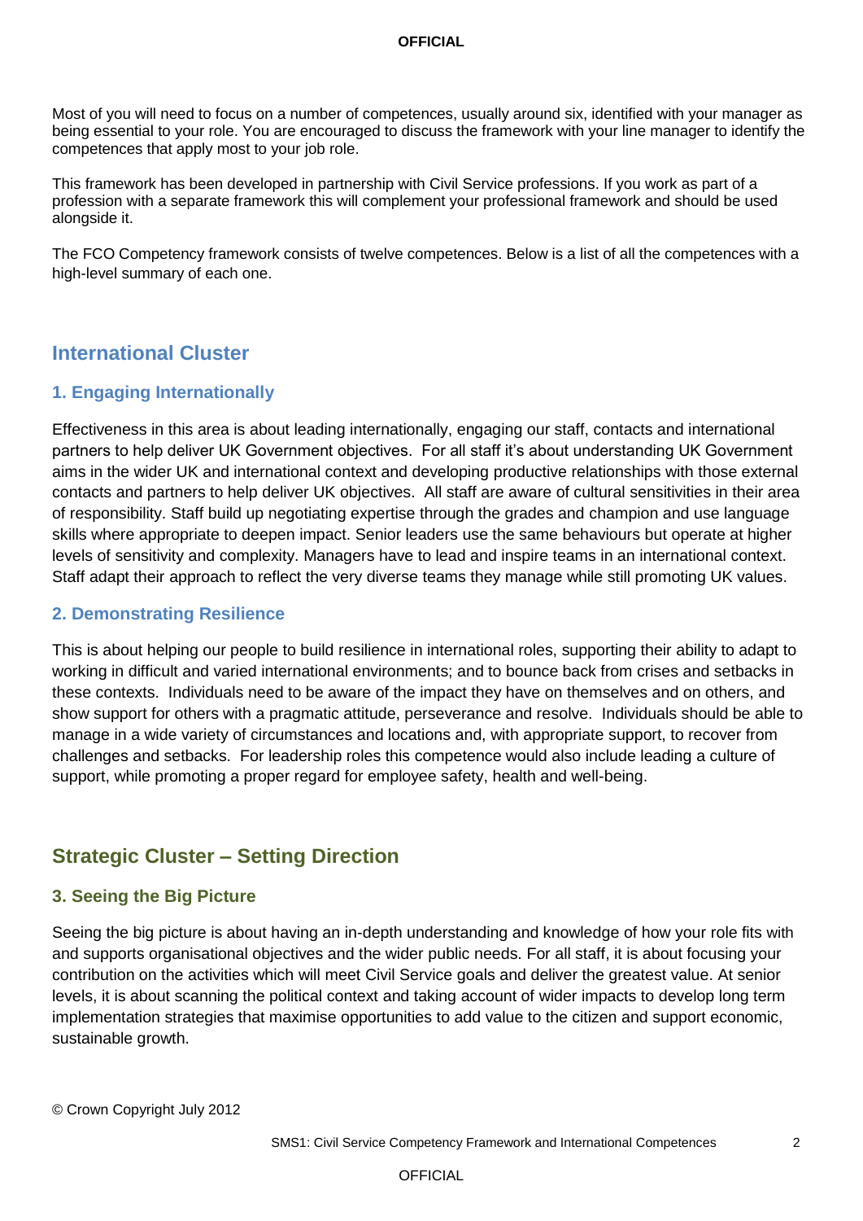Most of you will need to focus on a number of competences, usually around six, identified with your manager as being essential to your role. You are encouraged to discuss the framework with your line manager to identify the competences that apply most to your job role.

This framework has been developed in partnership with Civil Service professions. If you work as part of a profession with a separate framework this will complement your professional framework and should be used alongside it.

The FCO Competency framework consists of twelve competences. Below is a list of all the competences with a high-level summary of each one.

## International Cluster

### 1. Engaging Internationally

Effectiveness in this area is about leading internationally, engaging our staff, contacts and international partners to help deliver UK Government objectives. For all staff it's about understanding UK Government aims in the wider UK and international context and developing productive relationships with those external contacts and partners to help deliver UK objectives. All staff are aware of cultural sensitivities in their area of responsibility. Staff build up negotiating expertise through the grades and champion and use language skills where appropriate to deepen impact. Senior leaders use the same behaviours but operate at higher levels of sensitivity and complexity. Managers have to lead and inspire teams in an international context. Staff adapt their approach to reflect the very diverse teams they manage while still promoting UK values.

### 2. Demonstrating Resilience

This is about helping our people to build resilience in international roles, supporting their ability to adapt to working in difficult and varied international environments; and to bounce back from crises and setbacks in these contexts. Individuals need to be aware of the impact they have on themselves and on others, and show support for others with a pragmatic attitude, perseverance and resolve. Individuals should be able to manage in a wide variety of circumstances and locations and, with appropriate support, to recover from challenges and setbacks. For leadership roles this competence would also include leading a culture of support, while promoting a proper regard for employee safety, health and well-being.

## Strategic Cluster – Setting Direction

### 3. Seeing the Big Picture

Seeing the big picture is about having an in-depth understanding and knowledge of how your role fits with and supports organisational objectives and the wider public needs. For all staff, it is about focusing your contribution on the activities which will meet Civil Service goals and deliver the greatest value. At senior levels, it is about scanning the political context and taking account of wider impacts to develop long term implementation strategies that maximise opportunities to add value to the citizen and support economic, sustainable growth.

© Crown Copyright July 2012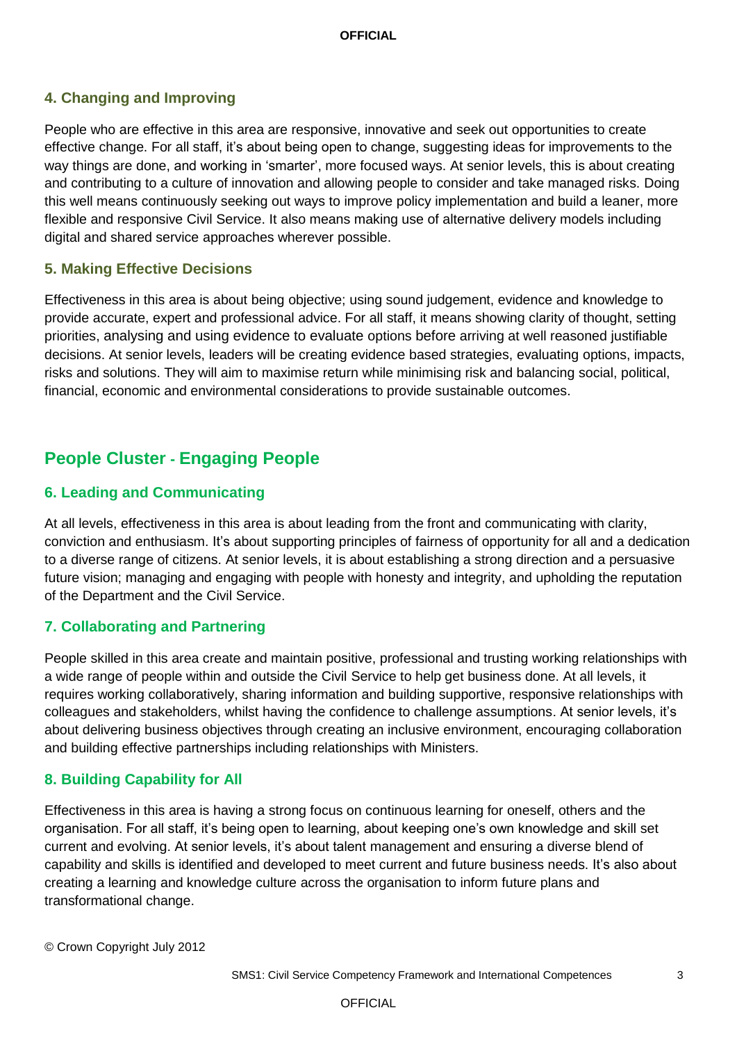### 4. Changing and Improving

People who are effective in this area are responsive, innovative and seek out opportunities to create effective change. For all staff, it's about being open to change, suggesting ideas for improvements to the way things are done, and working in 'smarter', more focused ways. At senior levels, this is about creating and contributing to a culture of innovation and allowing people to consider and take managed risks. Doing this well means continuously seeking out ways to improve policy implementation and build a leaner, more flexible and responsive Civil Service. It also means making use of alternative delivery models including digital and shared service approaches wherever possible.

### 5. Making Effective Decisions

Effectiveness in this area is about being objective; using sound judgement, evidence and knowledge to provide accurate, expert and professional advice. For all staff, it means showing clarity of thought, setting priorities, analysing and using evidence to evaluate options before arriving at well reasoned justifiable decisions. At senior levels, leaders will be creating evidence based strategies, evaluating options, impacts, risks and solutions. They will aim to maximise return while minimising risk and balancing social, political, financial, economic and environmental considerations to provide sustainable outcomes.

## People Cluster - Engaging People

### 6. Leading and Communicating

At all levels, effectiveness in this area is about leading from the front and communicating with clarity, conviction and enthusiasm. It's about supporting principles of fairness of opportunity for all and a dedication to a diverse range of citizens. At senior levels, it is about establishing a strong direction and a persuasive future vision; managing and engaging with people with honesty and integrity, and upholding the reputation of the Department and the Civil Service.

### 7. Collaborating and Partnering

People skilled in this area create and maintain positive, professional and trusting working relationships with a wide range of people within and outside the Civil Service to help get business done. At all levels, it requires working collaboratively, sharing information and building supportive, responsive relationships with colleagues and stakeholders, whilst having the confidence to challenge assumptions. At senior levels, it's about delivering business objectives through creating an inclusive environment, encouraging collaboration and building effective partnerships including relationships with Ministers.

### 8. Building Capability for All

Effectiveness in this area is having a strong focus on continuous learning for oneself, others and the organisation. For all staff, it's being open to learning, about keeping one's own knowledge and skill set current and evolving. At senior levels, it's about talent management and ensuring a diverse blend of capability and skills is identified and developed to meet current and future business needs. It's also about creating a learning and knowledge culture across the organisation to inform future plans and transformational change.

© Crown Copyright July 2012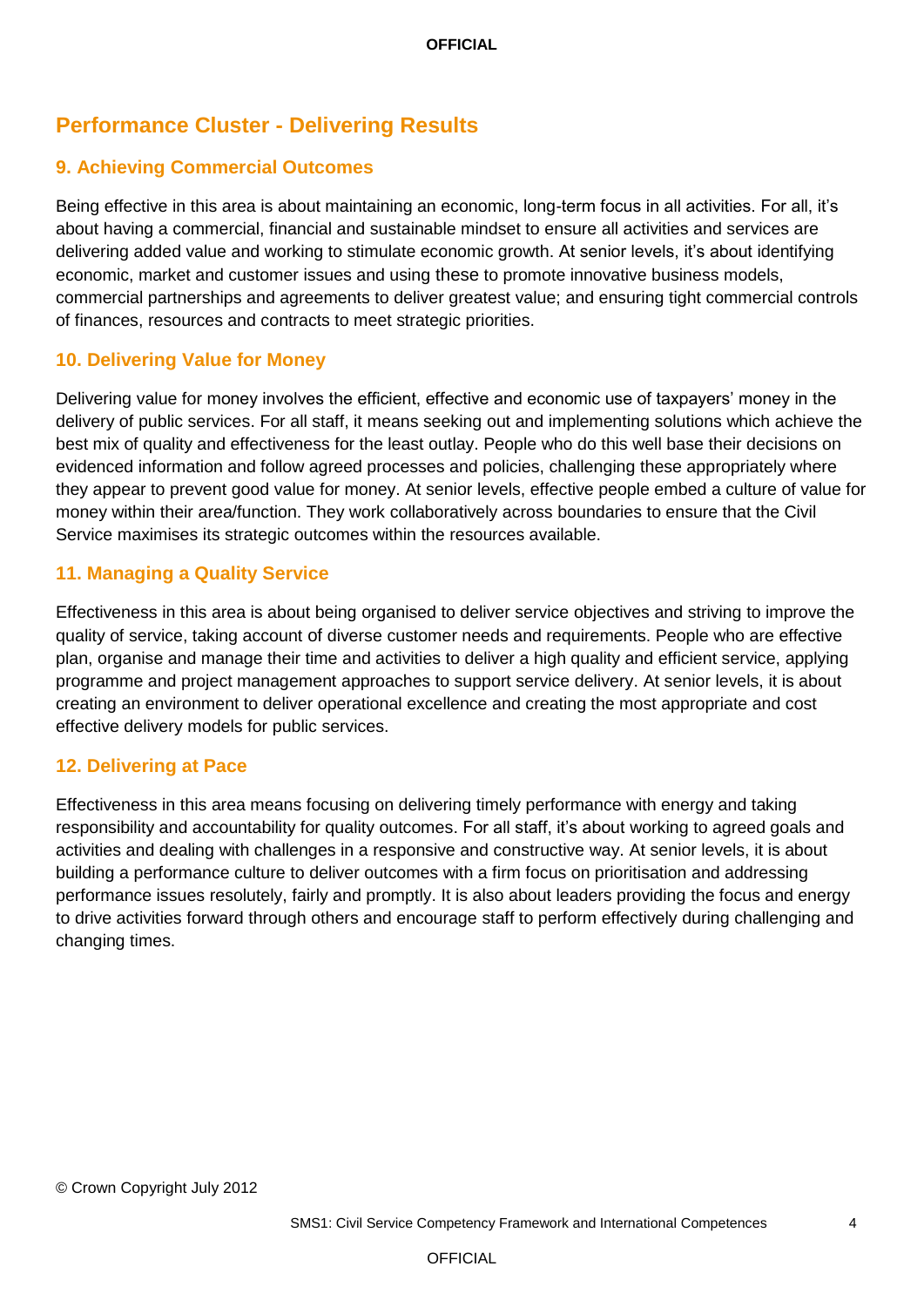## Performance Cluster - Delivering Results

### 9. Achieving Commercial Outcomes

Being effective in this area is about maintaining an economic, long-term focus in all activities. For all, it's about having a commercial, financial and sustainable mindset to ensure all activities and services are delivering added value and working to stimulate economic growth. At senior levels, it's about identifying economic, market and customer issues and using these to promote innovative business models, commercial partnerships and agreements to deliver greatest value; and ensuring tight commercial controls of finances, resources and contracts to meet strategic priorities.

### 10. Delivering Value for Money

Delivering value for money involves the efficient, effective and economic use of taxpayers' money in the delivery of public services. For all staff, it means seeking out and implementing solutions which achieve the best mix of quality and effectiveness for the least outlay. People who do this well base their decisions on evidenced information and follow agreed processes and policies, challenging these appropriately where they appear to prevent good value for money. At senior levels, effective people embed a culture of value for money within their area/function. They work collaboratively across boundaries to ensure that the Civil Service maximises its strategic outcomes within the resources available.

### 11. Managing a Quality Service

Effectiveness in this area is about being organised to deliver service objectives and striving to improve the quality of service, taking account of diverse customer needs and requirements. People who are effective plan, organise and manage their time and activities to deliver a high quality and efficient service, applying programme and project management approaches to support service delivery. At senior levels, it is about creating an environment to deliver operational excellence and creating the most appropriate and cost effective delivery models for public services.

### 12. Delivering at Pace

Effectiveness in this area means focusing on delivering timely performance with energy and taking responsibility and accountability for quality outcomes. For all staff, it's about working to agreed goals and activities and dealing with challenges in a responsive and constructive way. At senior levels, it is about building a performance culture to deliver outcomes with a firm focus on prioritisation and addressing performance issues resolutely, fairly and promptly. It is also about leaders providing the focus and energy to drive activities forward through others and encourage staff to perform effectively during challenging and changing times.

© Crown Copyright July 2012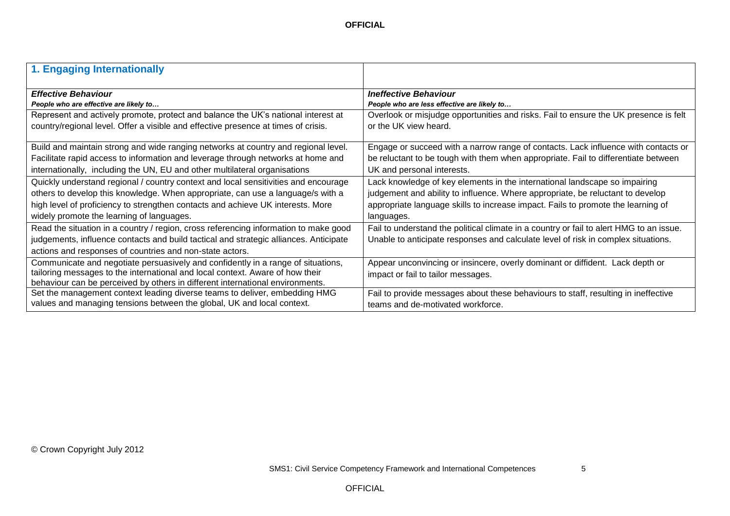## 1. Engaging Internationally

| ***Effective Behaviour***<br>***People who are effective are likely to…*** | ***Ineffective Behaviour***<br>***People who are less effective are likely to…*** |
|---|---|
| Represent and actively promote, protect and balance the UK's national interest at country/regional level. Offer a visible and effective presence at times of crisis. | Overlook or misjudge opportunities and risks. Fail to ensure the UK presence is felt or the UK view heard. |
| Build and maintain strong and wide ranging networks at country and regional level. Facilitate rapid access to information and leverage through networks at home and internationally, including the UN, EU and other multilateral organisations | Engage or succeed with a narrow range of contacts. Lack influence with contacts or be reluctant to be tough with them when appropriate. Fail to differentiate between UK and personal interests. |
| Quickly understand regional / country context and local sensitivities and encourage others to develop this knowledge. When appropriate, can use a language/s with a high level of proficiency to strengthen contacts and achieve UK interests. More widely promote the learning of languages. | Lack knowledge of key elements in the international landscape so impairing judgement and ability to influence. Where appropriate, be reluctant to develop appropriate language skills to increase impact. Fails to promote the learning of languages. |
| Read the situation in a country / region, cross referencing information to make good judgements, influence contacts and build tactical and strategic alliances. Anticipate actions and responses of countries and non-state actors. | Fail to understand the political climate in a country or fail to alert HMG to an issue. Unable to anticipate responses and calculate level of risk in complex situations. |
| Communicate and negotiate persuasively and confidently in a range of situations, tailoring messages to the international and local context. Aware of how their behaviour can be perceived by others in different international environments. | Appear unconvincing or insincere, overly dominant or diffident. Lack depth or impact or fail to tailor messages. |
| Set the management context leading diverse teams to deliver, embedding HMG values and managing tensions between the global, UK and local context. | Fail to provide messages about these behaviours to staff, resulting in ineffective teams and de-motivated workforce. |

© Crown Copyright July 2012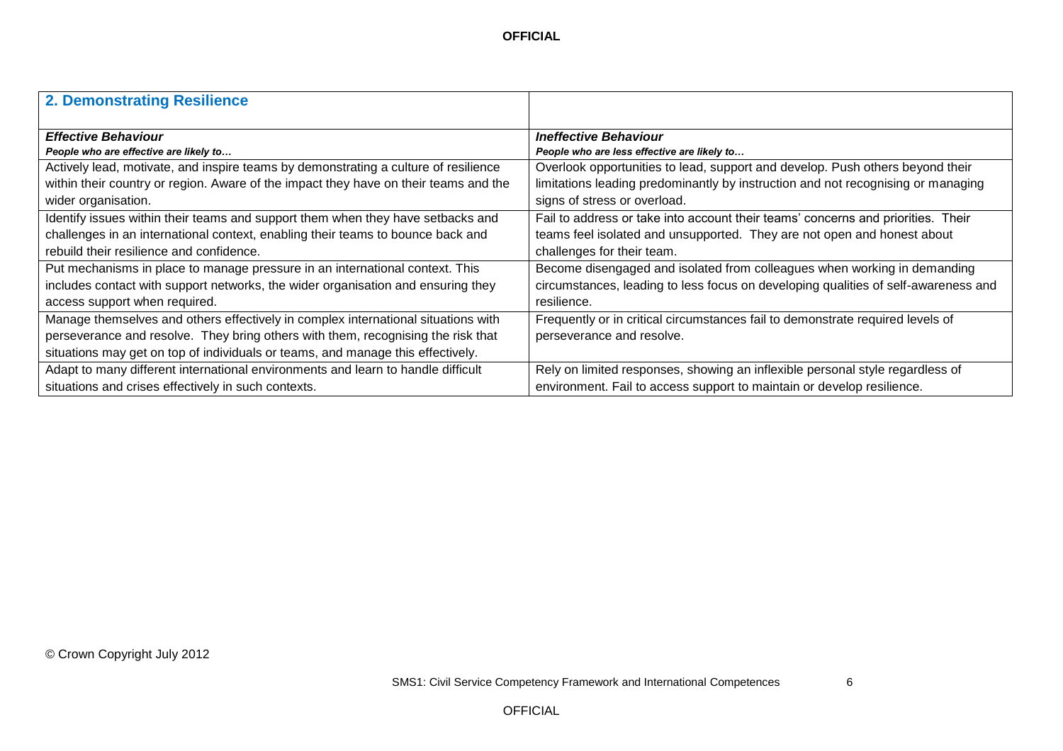## 2. Demonstrating Resilience

| ***Effective Behaviour***<br>***People who are effective are likely to…*** | ***Ineffective Behaviour***<br>***People who are less effective are likely to…*** |
|---|---|
| Actively lead, motivate, and inspire teams by demonstrating a culture of resilience within their country or region. Aware of the impact they have on their teams and the wider organisation. | Overlook opportunities to lead, support and develop. Push others beyond their limitations leading predominantly by instruction and not recognising or managing signs of stress or overload. |
| Identify issues within their teams and support them when they have setbacks and challenges in an international context, enabling their teams to bounce back and rebuild their resilience and confidence. | Fail to address or take into account their teams' concerns and priorities. Their teams feel isolated and unsupported. They are not open and honest about challenges for their team. |
| Put mechanisms in place to manage pressure in an international context. This includes contact with support networks, the wider organisation and ensuring they access support when required. | Become disengaged and isolated from colleagues when working in demanding circumstances, leading to less focus on developing qualities of self-awareness and resilience. |
| Manage themselves and others effectively in complex international situations with perseverance and resolve. They bring others with them, recognising the risk that situations may get on top of individuals or teams, and manage this effectively. | Frequently or in critical circumstances fail to demonstrate required levels of perseverance and resolve. |
| Adapt to many different international environments and learn to handle difficult situations and crises effectively in such contexts. | Rely on limited responses, showing an inflexible personal style regardless of environment. Fail to access support to maintain or develop resilience. |

© Crown Copyright July 2012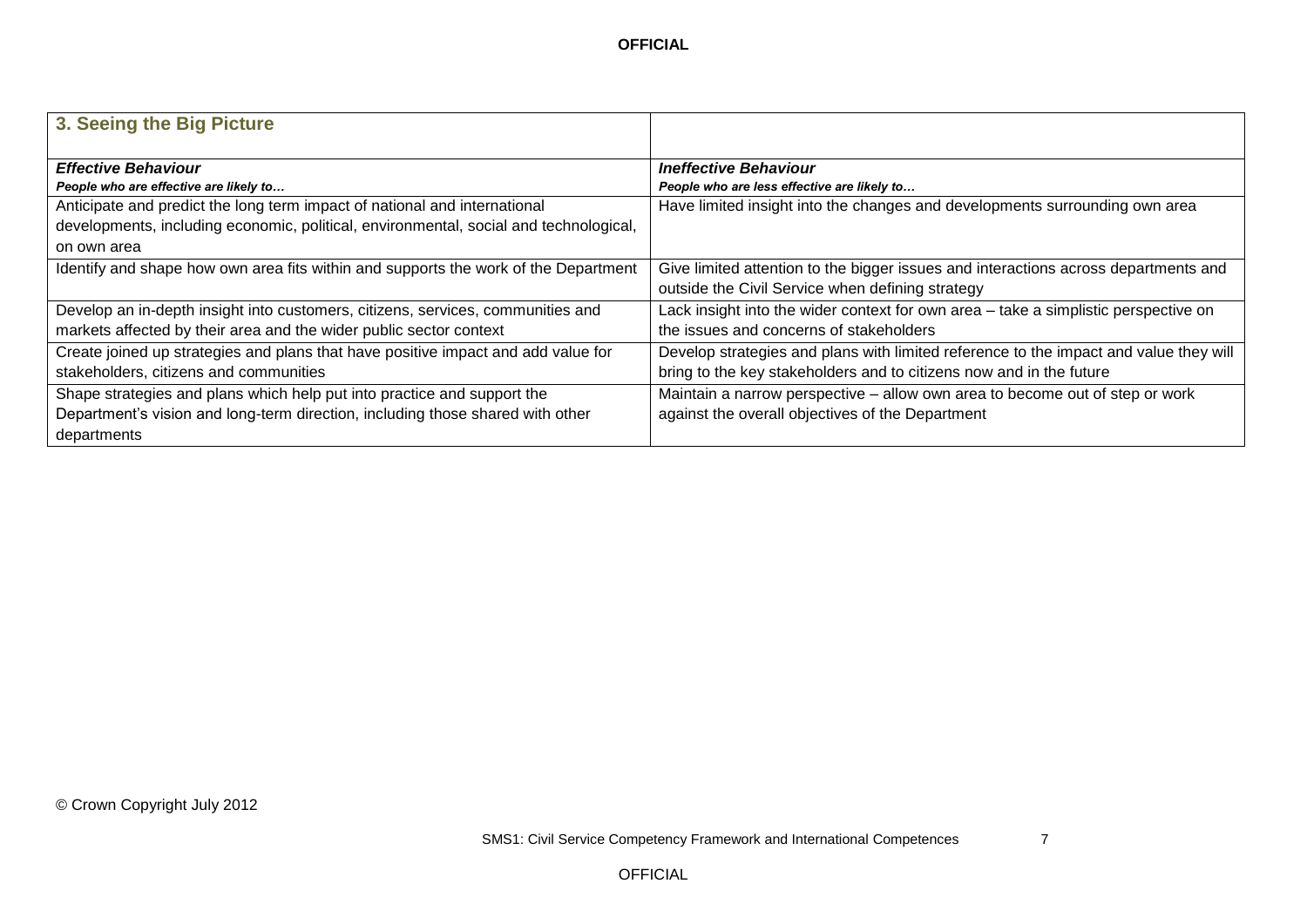| 3. Seeing the Big Picture | |
|---|---|
| ***Effective Behaviour***<br>***People who are effective are likely to…*** | ***Ineffective Behaviour***<br>***People who are less effective are likely to…*** |
| Anticipate and predict the long term impact of national and international developments, including economic, political, environmental, social and technological, on own area | Have limited insight into the changes and developments surrounding own area |
| Identify and shape how own area fits within and supports the work of the Department | Give limited attention to the bigger issues and interactions across departments and outside the Civil Service when defining strategy |
| Develop an in-depth insight into customers, citizens, services, communities and markets affected by their area and the wider public sector context | Lack insight into the wider context for own area – take a simplistic perspective on the issues and concerns of stakeholders |
| Create joined up strategies and plans that have positive impact and add value for stakeholders, citizens and communities | Develop strategies and plans with limited reference to the impact and value they will bring to the key stakeholders and to citizens now and in the future |
| Shape strategies and plans which help put into practice and support the Department's vision and long-term direction, including those shared with other departments | Maintain a narrow perspective – allow own area to become out of step or work against the overall objectives of the Department |

© Crown Copyright July 2012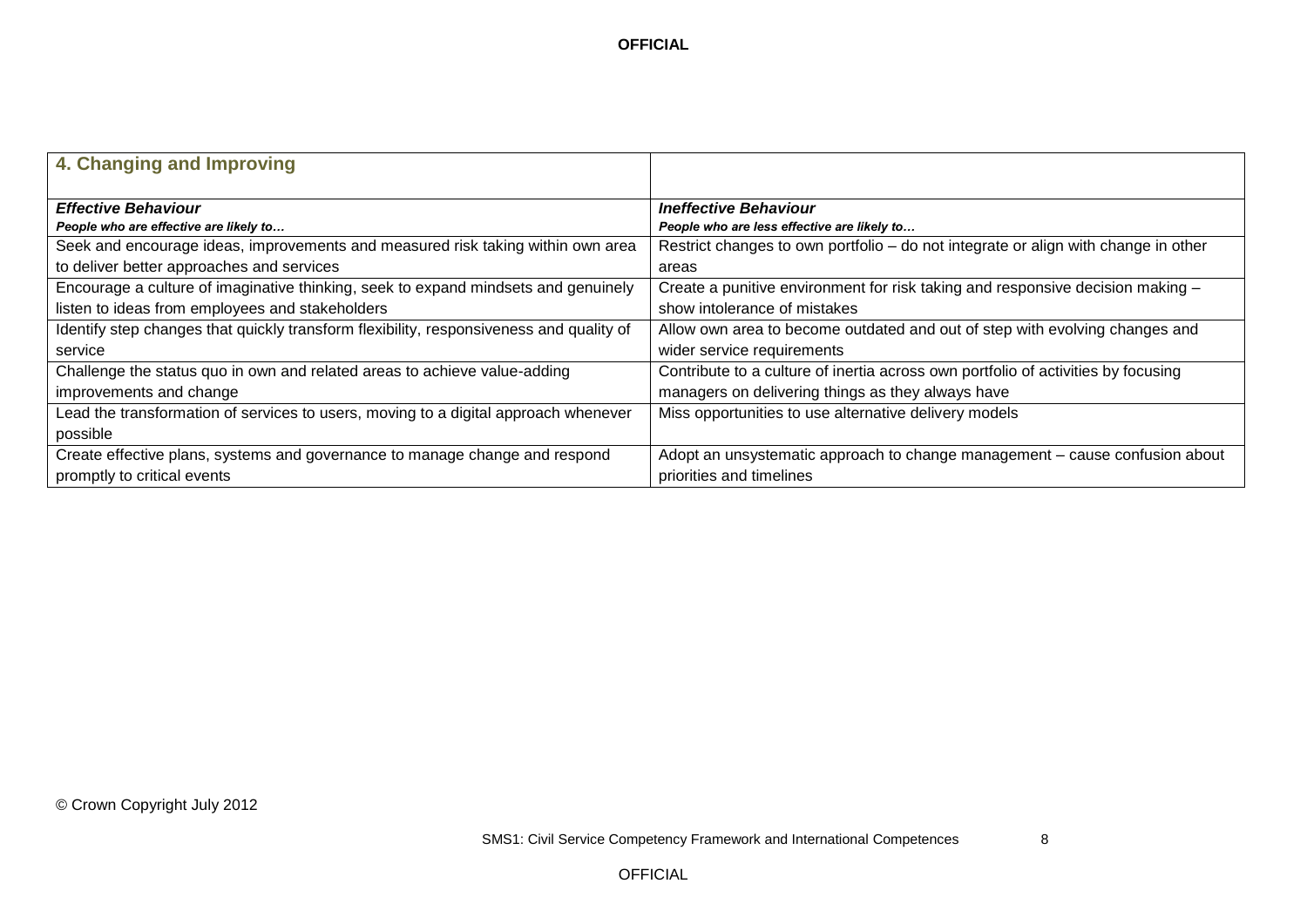## 4. Changing and Improving

| ***Effective Behaviour*** ***People who are effective are likely to…*** | ***Ineffective Behaviour*** ***People who are less effective are likely to…*** |
|---|---|
| Seek and encourage ideas, improvements and measured risk taking within own area to deliver better approaches and services | Restrict changes to own portfolio – do not integrate or align with change in other areas |
| Encourage a culture of imaginative thinking, seek to expand mindsets and genuinely listen to ideas from employees and stakeholders | Create a punitive environment for risk taking and responsive decision making – show intolerance of mistakes |
| Identify step changes that quickly transform flexibility, responsiveness and quality of service | Allow own area to become outdated and out of step with evolving changes and wider service requirements |
| Challenge the status quo in own and related areas to achieve value-adding improvements and change | Contribute to a culture of inertia across own portfolio of activities by focusing managers on delivering things as they always have |
| Lead the transformation of services to users, moving to a digital approach whenever possible | Miss opportunities to use alternative delivery models |
| Create effective plans, systems and governance to manage change and respond promptly to critical events | Adopt an unsystematic approach to change management – cause confusion about priorities and timelines |

© Crown Copyright July 2012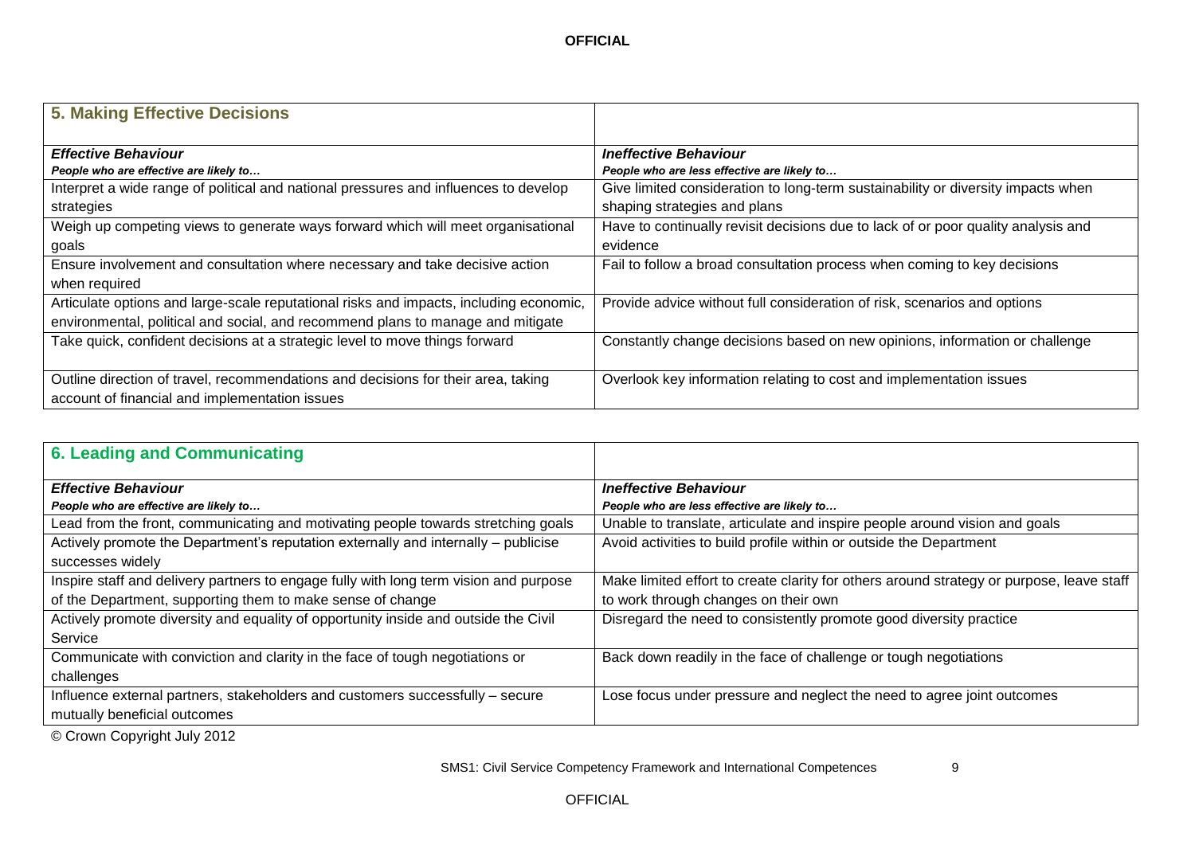## 5. Making Effective Decisions

| *Effective Behaviour*<br>***People who are effective are likely to…*** | *Ineffective Behaviour*<br>***People who are less effective are likely to…*** |
|---|---|
| Interpret a wide range of political and national pressures and influences to develop strategies | Give limited consideration to long-term sustainability or diversity impacts when shaping strategies and plans |
| Weigh up competing views to generate ways forward which will meet organisational goals | Have to continually revisit decisions due to lack of or poor quality analysis and evidence |
| Ensure involvement and consultation where necessary and take decisive action when required | Fail to follow a broad consultation process when coming to key decisions |
| Articulate options and large-scale reputational risks and impacts, including economic, environmental, political and social, and recommend plans to manage and mitigate | Provide advice without full consideration of risk, scenarios and options |
| Take quick, confident decisions at a strategic level to move things forward | Constantly change decisions based on new opinions, information or challenge |
| Outline direction of travel, recommendations and decisions for their area, taking account of financial and implementation issues | Overlook key information relating to cost and implementation issues |

## 6. Leading and Communicating

| *Effective Behaviour*<br>***People who are effective are likely to…*** | *Ineffective Behaviour*<br>***People who are less effective are likely to…*** |
|---|---|
| Lead from the front, communicating and motivating people towards stretching goals | Unable to translate, articulate and inspire people around vision and goals |
| Actively promote the Department's reputation externally and internally – publicise successes widely | Avoid activities to build profile within or outside the Department |
| Inspire staff and delivery partners to engage fully with long term vision and purpose of the Department, supporting them to make sense of change | Make limited effort to create clarity for others around strategy or purpose, leave staff to work through changes on their own |
| Actively promote diversity and equality of opportunity inside and outside the Civil Service | Disregard the need to consistently promote good diversity practice |
| Communicate with conviction and clarity in the face of tough negotiations or challenges | Back down readily in the face of challenge or tough negotiations |
| Influence external partners, stakeholders and customers successfully – secure mutually beneficial outcomes | Lose focus under pressure and neglect the need to agree joint outcomes |

© Crown Copyright July 2012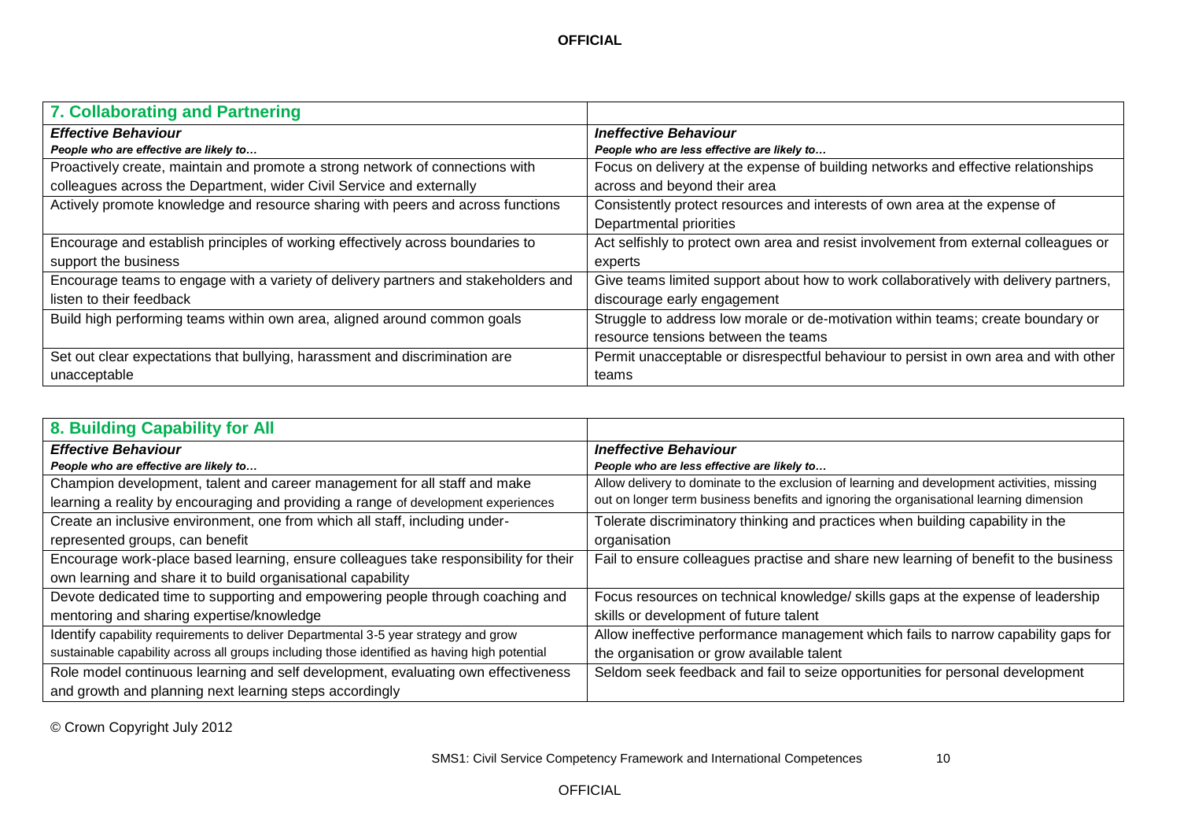| 7. Collaborating and Partnering | |
|---|---|
| ***Effective Behaviour***<br>***People who are effective are likely to…*** | ***Ineffective Behaviour***<br>***People who are less effective are likely to…*** |
| Proactively create, maintain and promote a strong network of connections with colleagues across the Department, wider Civil Service and externally | Focus on delivery at the expense of building networks and effective relationships across and beyond their area |
| Actively promote knowledge and resource sharing with peers and across functions | Consistently protect resources and interests of own area at the expense of Departmental priorities |
| Encourage and establish principles of working effectively across boundaries to support the business | Act selfishly to protect own area and resist involvement from external colleagues or experts |
| Encourage teams to engage with a variety of delivery partners and stakeholders and listen to their feedback | Give teams limited support about how to work collaboratively with delivery partners, discourage early engagement |
| Build high performing teams within own area, aligned around common goals | Struggle to address low morale or de-motivation within teams; create boundary or resource tensions between the teams |
| Set out clear expectations that bullying, harassment and discrimination are unacceptable | Permit unacceptable or disrespectful behaviour to persist in own area and with other teams |

| 8. Building Capability for All | |
|---|---|
| ***Effective Behaviour***<br>***People who are effective are likely to…*** | ***Ineffective Behaviour***<br>***People who are less effective are likely to…*** |
| Champion development, talent and career management for all staff and make learning a reality by encouraging and providing a range of development experiences | Allow delivery to dominate to the exclusion of learning and development activities, missing out on longer term business benefits and ignoring the organisational learning dimension |
| Create an inclusive environment, one from which all staff, including under-represented groups, can benefit | Tolerate discriminatory thinking and practices when building capability in the organisation |
| Encourage work-place based learning, ensure colleagues take responsibility for their own learning and share it to build organisational capability | Fail to ensure colleagues practise and share new learning of benefit to the business |
| Devote dedicated time to supporting and empowering people through coaching and mentoring and sharing expertise/knowledge | Focus resources on technical knowledge/ skills gaps at the expense of leadership skills or development of future talent |
| Identify capability requirements to deliver Departmental 3-5 year strategy and grow sustainable capability across all groups including those identified as having high potential | Allow ineffective performance management which fails to narrow capability gaps for the organisation or grow available talent |
| Role model continuous learning and self development, evaluating own effectiveness and growth and planning next learning steps accordingly | Seldom seek feedback and fail to seize opportunities for personal development |

© Crown Copyright July 2012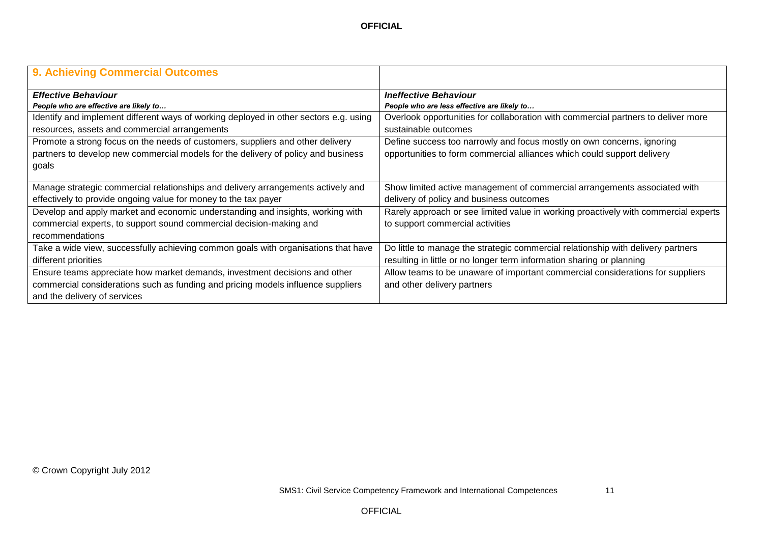| 9. Achieving Commercial Outcomes | |
|---|---|
| ***Effective Behaviour***<br>***People who are effective are likely to…*** | ***Ineffective Behaviour***<br>***People who are less effective are likely to…*** |
| Identify and implement different ways of working deployed in other sectors e.g. using resources, assets and commercial arrangements | Overlook opportunities for collaboration with commercial partners to deliver more sustainable outcomes |
| Promote a strong focus on the needs of customers, suppliers and other delivery partners to develop new commercial models for the delivery of policy and business goals | Define success too narrowly and focus mostly on own concerns, ignoring opportunities to form commercial alliances which could support delivery |
| Manage strategic commercial relationships and delivery arrangements actively and effectively to provide ongoing value for money to the tax payer | Show limited active management of commercial arrangements associated with delivery of policy and business outcomes |
| Develop and apply market and economic understanding and insights, working with commercial experts, to support sound commercial decision-making and recommendations | Rarely approach or see limited value in working proactively with commercial experts to support commercial activities |
| Take a wide view, successfully achieving common goals with organisations that have different priorities | Do little to manage the strategic commercial relationship with delivery partners resulting in little or no longer term information sharing or planning |
| Ensure teams appreciate how market demands, investment decisions and other commercial considerations such as funding and pricing models influence suppliers and the delivery of services | Allow teams to be unaware of important commercial considerations for suppliers and other delivery partners |

© Crown Copyright July 2012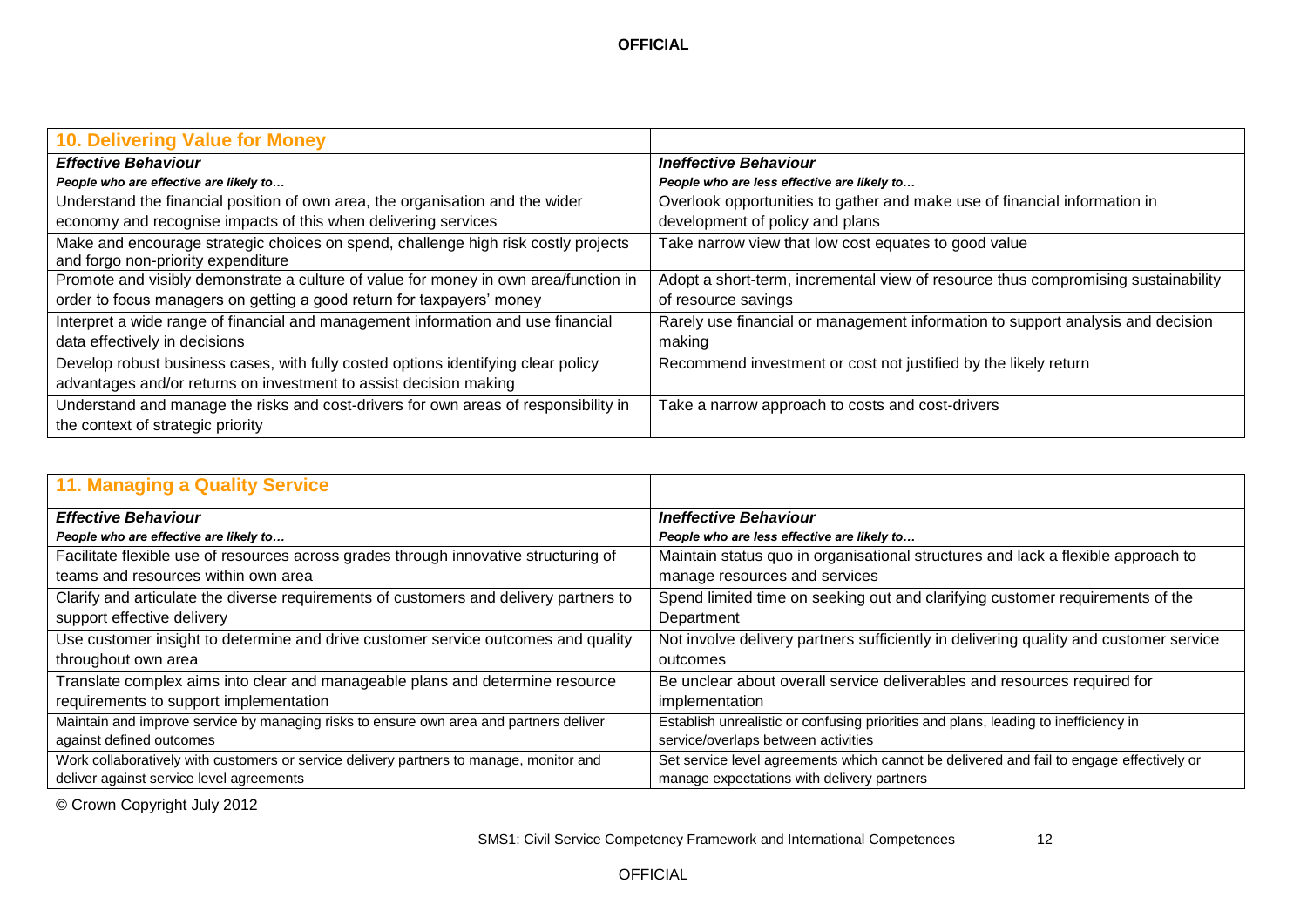| 10. Delivering Value for Money | |
|---|---|
| ***Effective Behaviour*** | ***Ineffective Behaviour*** |
| ***People who are effective are likely to…*** | ***People who are less effective are likely to…*** |
| Understand the financial position of own area, the organisation and the wider economy and recognise impacts of this when delivering services | Overlook opportunities to gather and make use of financial information in development of policy and plans |
| Make and encourage strategic choices on spend, challenge high risk costly projects and forgo non-priority expenditure | Take narrow view that low cost equates to good value |
| Promote and visibly demonstrate a culture of value for money in own area/function in order to focus managers on getting a good return for taxpayers' money | Adopt a short-term, incremental view of resource thus compromising sustainability of resource savings |
| Interpret a wide range of financial and management information and use financial data effectively in decisions | Rarely use financial or management information to support analysis and decision making |
| Develop robust business cases, with fully costed options identifying clear policy advantages and/or returns on investment to assist decision making | Recommend investment or cost not justified by the likely return |
| Understand and manage the risks and cost-drivers for own areas of responsibility in the context of strategic priority | Take a narrow approach to costs and cost-drivers |

| 11. Managing a Quality Service | |
|---|---|
| ***Effective Behaviour*** | ***Ineffective Behaviour*** |
| ***People who are effective are likely to…*** | ***People who are less effective are likely to…*** |
| Facilitate flexible use of resources across grades through innovative structuring of teams and resources within own area | Maintain status quo in organisational structures and lack a flexible approach to manage resources and services |
| Clarify and articulate the diverse requirements of customers and delivery partners to support effective delivery | Spend limited time on seeking out and clarifying customer requirements of the Department |
| Use customer insight to determine and drive customer service outcomes and quality throughout own area | Not involve delivery partners sufficiently in delivering quality and customer service outcomes |
| Translate complex aims into clear and manageable plans and determine resource requirements to support implementation | Be unclear about overall service deliverables and resources required for implementation |
| Maintain and improve service by managing risks to ensure own area and partners deliver against defined outcomes | Establish unrealistic or confusing priorities and plans, leading to inefficiency in service/overlaps between activities |
| Work collaboratively with customers or service delivery partners to manage, monitor and deliver against service level agreements | Set service level agreements which cannot be delivered and fail to engage effectively or manage expectations with delivery partners |

© Crown Copyright July 2012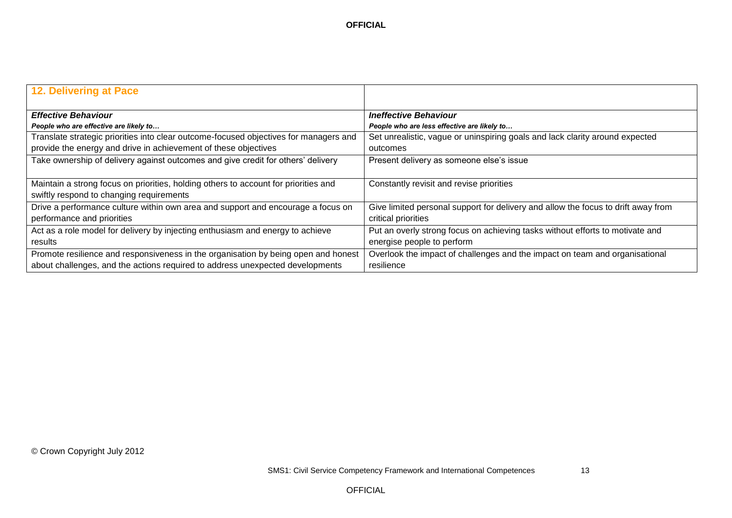## 12. Delivering at Pace

| ***Effective Behaviour*** | ***Ineffective Behaviour*** |
| --- | --- |
| ***People who are effective are likely to…*** | ***People who are less effective are likely to…*** |
| Translate strategic priorities into clear outcome-focused objectives for managers and provide the energy and drive in achievement of these objectives | Set unrealistic, vague or uninspiring goals and lack clarity around expected outcomes |
| Take ownership of delivery against outcomes and give credit for others' delivery | Present delivery as someone else's issue |
| Maintain a strong focus on priorities, holding others to account for priorities and swiftly respond to changing requirements | Constantly revisit and revise priorities |
| Drive a performance culture within own area and support and encourage a focus on performance and priorities | Give limited personal support for delivery and allow the focus to drift away from critical priorities |
| Act as a role model for delivery by injecting enthusiasm and energy to achieve results | Put an overly strong focus on achieving tasks without efforts to motivate and energise people to perform |
| Promote resilience and responsiveness in the organisation by being open and honest about challenges, and the actions required to address unexpected developments | Overlook the impact of challenges and the impact on team and organisational resilience |

© Crown Copyright July 2012